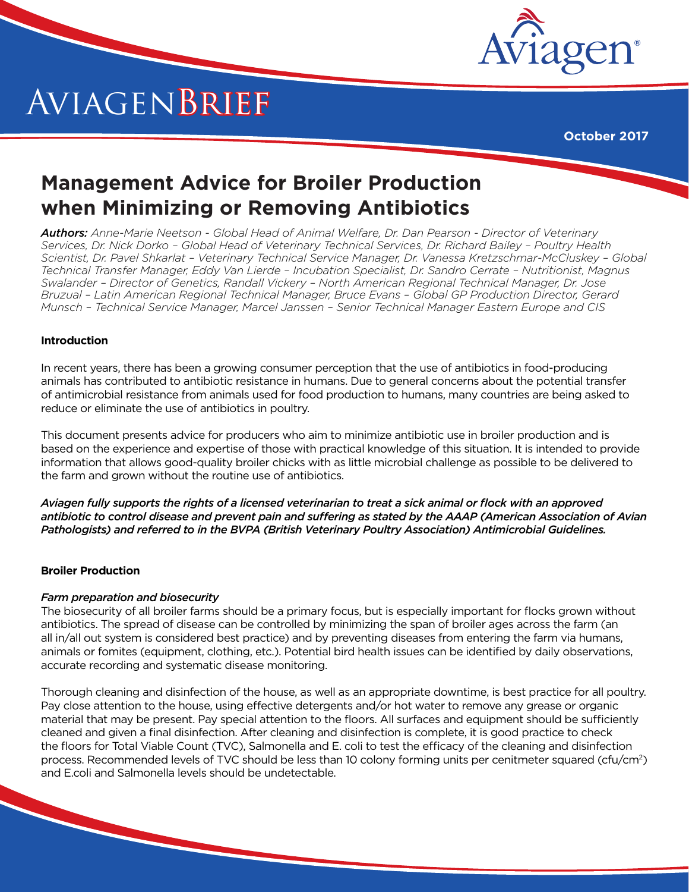# AVIAGEN BRIEF

October 2017

## Management Advice for Broiler Production when Minimizing or Removing Antibiotics

***Authors:*** *Anne-Marie Neetson - Global Head of Animal Welfare, Dr. Dan Pearson - Director of Veterinary Services, Dr. Nick Dorko – Global Head of Veterinary Technical Services, Dr. Richard Bailey – Poultry Health Scientist, Dr. Pavel Shkarlat – Veterinary Technical Service Manager, Dr. Vanessa Kretzschmar-McCluskey – Global Technical Transfer Manager, Eddy Van Lierde – Incubation Specialist, Dr. Sandro Cerrate – Nutritionist, Magnus Swalander – Director of Genetics, Randall Vickery – North American Regional Technical Manager, Dr. Jose Bruzual – Latin American Regional Technical Manager, Bruce Evans – Global GP Production Director, Gerard Munsch – Technical Service Manager, Marcel Janssen – Senior Technical Manager Eastern Europe and CIS*

### Introduction

In recent years, there has been a growing consumer perception that the use of antibiotics in food-producing animals has contributed to antibiotic resistance in humans. Due to general concerns about the potential transfer of antimicrobial resistance from animals used for food production to humans, many countries are being asked to reduce or eliminate the use of antibiotics in poultry.

This document presents advice for producers who aim to minimize antibiotic use in broiler production and is based on the experience and expertise of those with practical knowledge of this situation. It is intended to provide information that allows good-quality broiler chicks with as little microbial challenge as possible to be delivered to the farm and grown without the routine use of antibiotics.

***Aviagen fully supports the rights of a licensed veterinarian to treat a sick animal or flock with an approved antibiotic to control disease and prevent pain and suffering as stated by the AAAP (American Association of Avian Pathologists) and referred to in the BVPA (British Veterinary Poultry Association) Antimicrobial Guidelines.***

### Broiler Production

*Farm preparation and biosecurity*

The biosecurity of all broiler farms should be a primary focus, but is especially important for flocks grown without antibiotics. The spread of disease can be controlled by minimizing the span of broiler ages across the farm (an all in/all out system is considered best practice) and by preventing diseases from entering the farm via humans, animals or fomites (equipment, clothing, etc.). Potential bird health issues can be identified by daily observations, accurate recording and systematic disease monitoring.

Thorough cleaning and disinfection of the house, as well as an appropriate downtime, is best practice for all poultry. Pay close attention to the house, using effective detergents and/or hot water to remove any grease or organic material that may be present. Pay special attention to the floors. All surfaces and equipment should be sufficiently cleaned and given a final disinfection. After cleaning and disinfection is complete, it is good practice to check the floors for Total Viable Count (TVC), Salmonella and E. coli to test the efficacy of the cleaning and disinfection process. Recommended levels of TVC should be less than 10 colony forming units per cenitmeter squared (cfu/$cm^2$) and E.coli and Salmonella levels should be undetectable.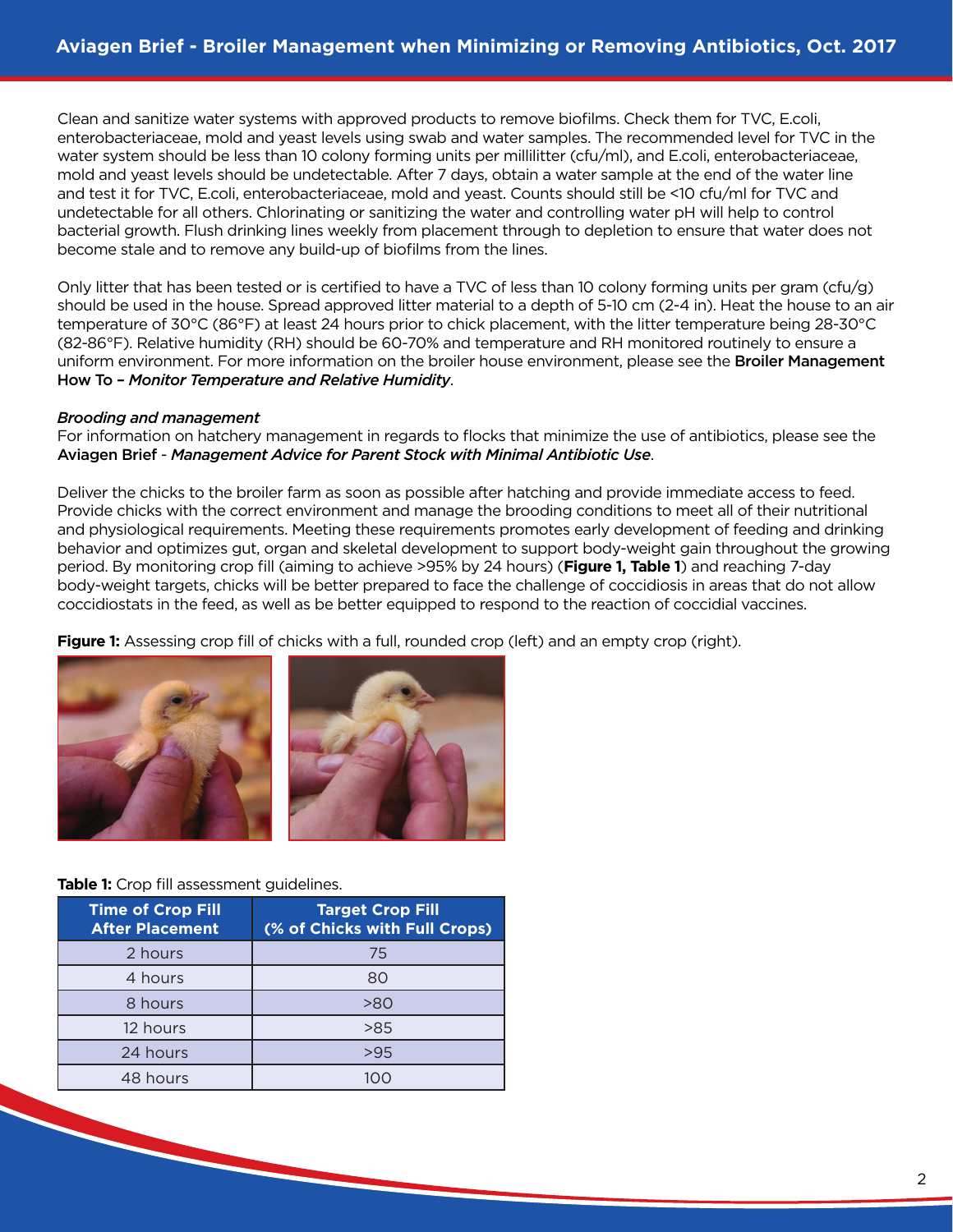Clean and sanitize water systems with approved products to remove biofilms. Check them for TVC, E.coli, enterobacteriaceae, mold and yeast levels using swab and water samples. The recommended level for TVC in the water system should be less than 10 colony forming units per millilitter (cfu/ml), and E.coli, enterobacteriaceae, mold and yeast levels should be undetectable. After 7 days, obtain a water sample at the end of the water line and test it for TVC, E.coli, enterobacteriaceae, mold and yeast. Counts should still be <10 cfu/ml for TVC and undetectable for all others. Chlorinating or sanitizing the water and controlling water pH will help to control bacterial growth. Flush drinking lines weekly from placement through to depletion to ensure that water does not become stale and to remove any build-up of biofilms from the lines.

Only litter that has been tested or is certified to have a TVC of less than 10 colony forming units per gram (cfu/g) should be used in the house. Spread approved litter material to a depth of 5-10 cm (2-4 in). Heat the house to an air temperature of 30°C (86°F) at least 24 hours prior to chick placement, with the litter temperature being 28-30°C (82-86°F). Relative humidity (RH) should be 60-70% and temperature and RH monitored routinely to ensure a uniform environment. For more information on the broiler house environment, please see the **Broiler Management How To –** ***Monitor Temperature and Relative Humidity***.

*Brooding and management*

For information on hatchery management in regards to flocks that minimize the use of antibiotics, please see the **Aviagen Brief** - ***Management Advice for Parent Stock with Minimal Antibiotic Use***.

Deliver the chicks to the broiler farm as soon as possible after hatching and provide immediate access to feed. Provide chicks with the correct environment and manage the brooding conditions to meet all of their nutritional and physiological requirements. Meeting these requirements promotes early development of feeding and drinking behavior and optimizes gut, organ and skeletal development to support body-weight gain throughout the growing period. By monitoring crop fill (aiming to achieve >95% by 24 hours) (**Figure 1, Table 1**) and reaching 7-day body-weight targets, chicks will be better prepared to face the challenge of coccidiosis in areas that do not allow coccidiostats in the feed, as well as be better equipped to respond to the reaction of coccidial vaccines.

**Figure 1:** Assessing crop fill of chicks with a full, rounded crop (left) and an empty crop (right).

**Table 1:** Crop fill assessment guidelines.

| Time of Crop Fill After Placement | Target Crop Fill (% of Chicks with Full Crops) |
|---|---|
| 2 hours | 75 |
| 4 hours | 80 |
| 8 hours | >80 |
| 12 hours | >85 |
| 24 hours | >95 |
| 48 hours | 100 |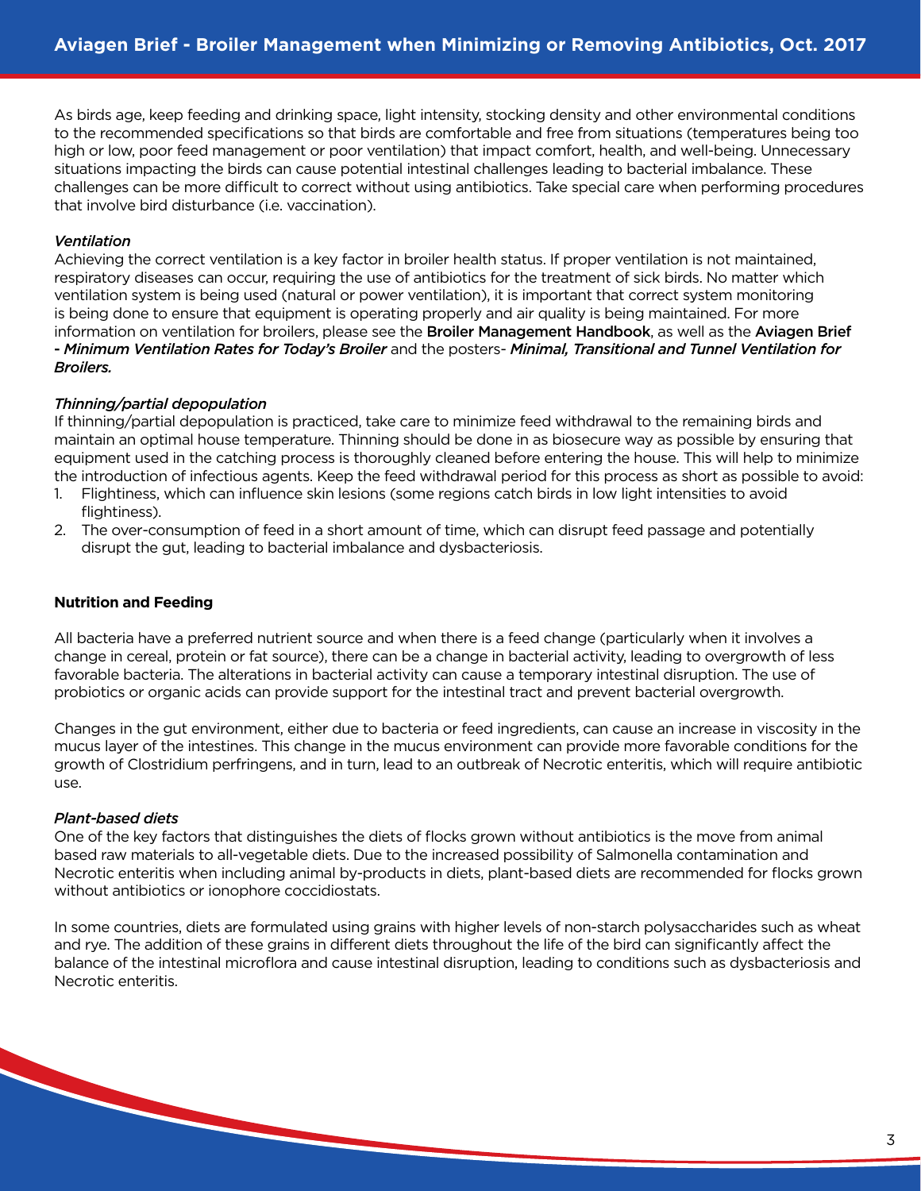As birds age, keep feeding and drinking space, light intensity, stocking density and other environmental conditions to the recommended specifications so that birds are comfortable and free from situations (temperatures being too high or low, poor feed management or poor ventilation) that impact comfort, health, and well-being. Unnecessary situations impacting the birds can cause potential intestinal challenges leading to bacterial imbalance. These challenges can be more difficult to correct without using antibiotics. Take special care when performing procedures that involve bird disturbance (i.e. vaccination).

*Ventilation*

Achieving the correct ventilation is a key factor in broiler health status. If proper ventilation is not maintained, respiratory diseases can occur, requiring the use of antibiotics for the treatment of sick birds. No matter which ventilation system is being used (natural or power ventilation), it is important that correct system monitoring is being done to ensure that equipment is operating properly and air quality is being maintained. For more information on ventilation for broilers, please see the **Broiler Management Handbook**, as well as the **Aviagen Brief -** ***Minimum Ventilation Rates for Today's Broiler*** and the posters- ***Minimal, Transitional and Tunnel Ventilation for Broilers.***

*Thinning/partial depopulation*

If thinning/partial depopulation is practiced, take care to minimize feed withdrawal to the remaining birds and maintain an optimal house temperature. Thinning should be done in as biosecure way as possible by ensuring that equipment used in the catching process is thoroughly cleaned before entering the house. This will help to minimize the introduction of infectious agents. Keep the feed withdrawal period for this process as short as possible to avoid:

1. Flightiness, which can influence skin lesions (some regions catch birds in low light intensities to avoid flightiness).
2. The over-consumption of feed in a short amount of time, which can disrupt feed passage and potentially disrupt the gut, leading to bacterial imbalance and dysbacteriosis.

**Nutrition and Feeding**

All bacteria have a preferred nutrient source and when there is a feed change (particularly when it involves a change in cereal, protein or fat source), there can be a change in bacterial activity, leading to overgrowth of less favorable bacteria. The alterations in bacterial activity can cause a temporary intestinal disruption. The use of probiotics or organic acids can provide support for the intestinal tract and prevent bacterial overgrowth.

Changes in the gut environment, either due to bacteria or feed ingredients, can cause an increase in viscosity in the mucus layer of the intestines. This change in the mucus environment can provide more favorable conditions for the growth of Clostridium perfringens, and in turn, lead to an outbreak of Necrotic enteritis, which will require antibiotic use.

*Plant-based diets*

One of the key factors that distinguishes the diets of flocks grown without antibiotics is the move from animal based raw materials to all-vegetable diets. Due to the increased possibility of Salmonella contamination and Necrotic enteritis when including animal by-products in diets, plant-based diets are recommended for flocks grown without antibiotics or ionophore coccidiostats.

In some countries, diets are formulated using grains with higher levels of non-starch polysaccharides such as wheat and rye. The addition of these grains in different diets throughout the life of the bird can significantly affect the balance of the intestinal microflora and cause intestinal disruption, leading to conditions such as dysbacteriosis and Necrotic enteritis.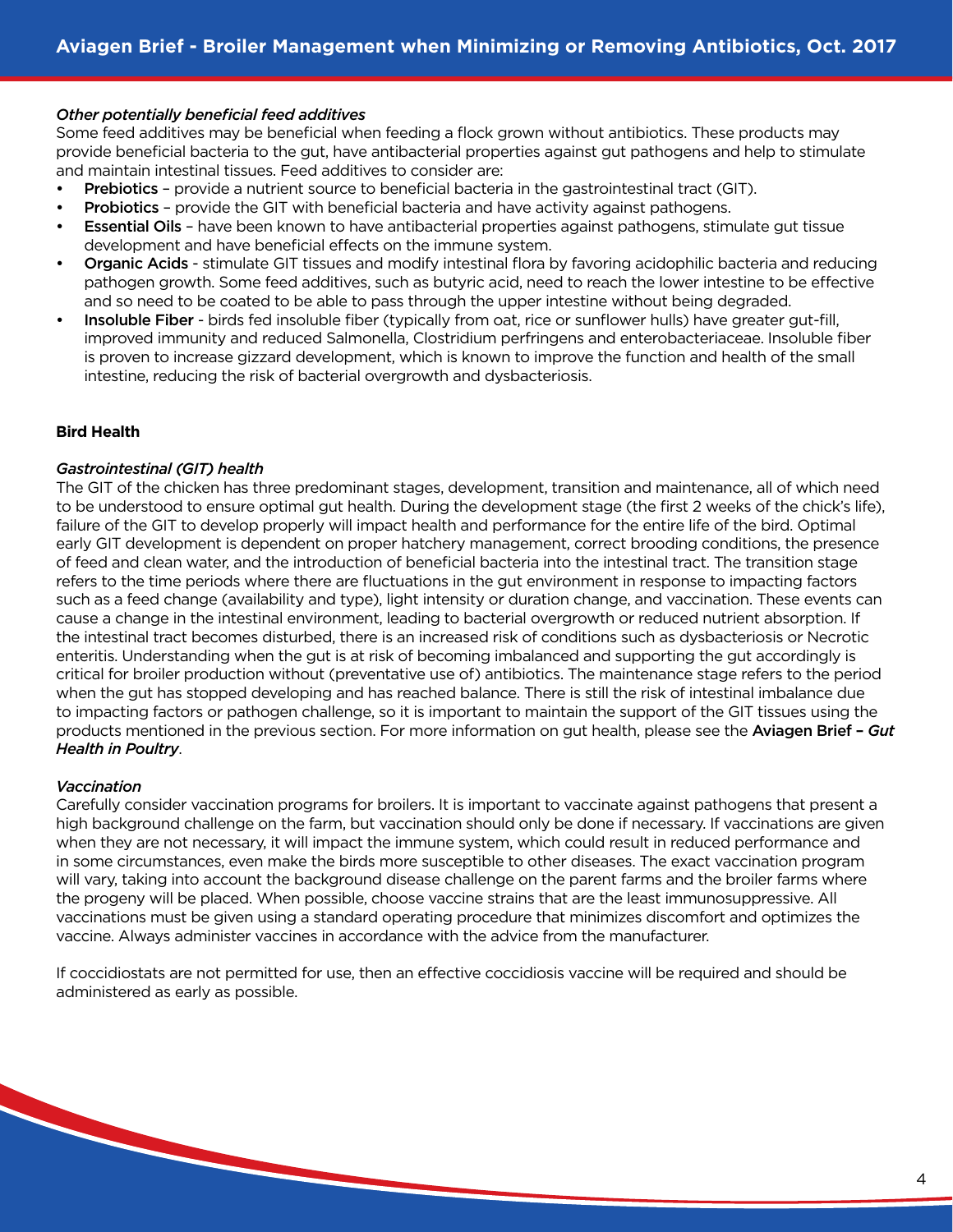*Other potentially beneficial feed additives*

Some feed additives may be beneficial when feeding a flock grown without antibiotics. These products may provide beneficial bacteria to the gut, have antibacterial properties against gut pathogens and help to stimulate and maintain intestinal tissues. Feed additives to consider are:

- **Prebiotics** – provide a nutrient source to beneficial bacteria in the gastrointestinal tract (GIT).
- **Probiotics** – provide the GIT with beneficial bacteria and have activity against pathogens.
- **Essential Oils** – have been known to have antibacterial properties against pathogens, stimulate gut tissue development and have beneficial effects on the immune system.
- **Organic Acids** - stimulate GIT tissues and modify intestinal flora by favoring acidophilic bacteria and reducing pathogen growth. Some feed additives, such as butyric acid, need to reach the lower intestine to be effective and so need to be coated to be able to pass through the upper intestine without being degraded.
- **Insoluble Fiber** - birds fed insoluble fiber (typically from oat, rice or sunflower hulls) have greater gut-fill, improved immunity and reduced Salmonella, Clostridium perfringens and enterobacteriaceae. Insoluble fiber is proven to increase gizzard development, which is known to improve the function and health of the small intestine, reducing the risk of bacterial overgrowth and dysbacteriosis.

**Bird Health**

*Gastrointestinal (GIT) health*

The GIT of the chicken has three predominant stages, development, transition and maintenance, all of which need to be understood to ensure optimal gut health. During the development stage (the first 2 weeks of the chick's life), failure of the GIT to develop properly will impact health and performance for the entire life of the bird. Optimal early GIT development is dependent on proper hatchery management, correct brooding conditions, the presence of feed and clean water, and the introduction of beneficial bacteria into the intestinal tract. The transition stage refers to the time periods where there are fluctuations in the gut environment in response to impacting factors such as a feed change (availability and type), light intensity or duration change, and vaccination. These events can cause a change in the intestinal environment, leading to bacterial overgrowth or reduced nutrient absorption. If the intestinal tract becomes disturbed, there is an increased risk of conditions such as dysbacteriosis or Necrotic enteritis. Understanding when the gut is at risk of becoming imbalanced and supporting the gut accordingly is critical for broiler production without (preventative use of) antibiotics. The maintenance stage refers to the period when the gut has stopped developing and has reached balance. There is still the risk of intestinal imbalance due to impacting factors or pathogen challenge, so it is important to maintain the support of the GIT tissues using the products mentioned in the previous section. For more information on gut health, please see the **Aviagen Brief –** ***Gut Health in Poultry***.

*Vaccination*

Carefully consider vaccination programs for broilers. It is important to vaccinate against pathogens that present a high background challenge on the farm, but vaccination should only be done if necessary. If vaccinations are given when they are not necessary, it will impact the immune system, which could result in reduced performance and in some circumstances, even make the birds more susceptible to other diseases. The exact vaccination program will vary, taking into account the background disease challenge on the parent farms and the broiler farms where the progeny will be placed. When possible, choose vaccine strains that are the least immunosuppressive. All vaccinations must be given using a standard operating procedure that minimizes discomfort and optimizes the vaccine. Always administer vaccines in accordance with the advice from the manufacturer.

If coccidiostats are not permitted for use, then an effective coccidiosis vaccine will be required and should be administered as early as possible.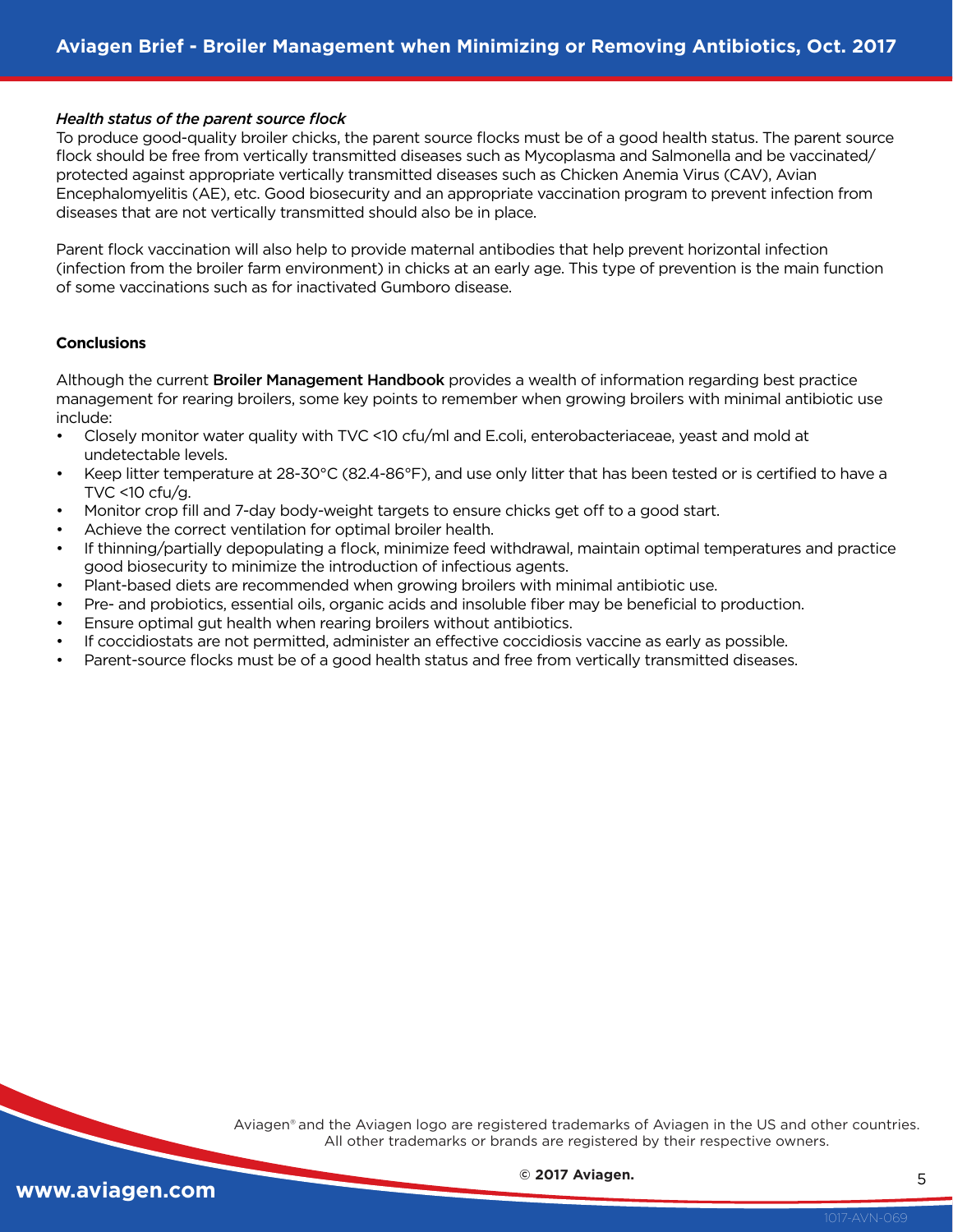*Health status of the parent source flock*

To produce good-quality broiler chicks, the parent source flocks must be of a good health status. The parent source flock should be free from vertically transmitted diseases such as Mycoplasma and Salmonella and be vaccinated/protected against appropriate vertically transmitted diseases such as Chicken Anemia Virus (CAV), Avian Encephalomyelitis (AE), etc. Good biosecurity and an appropriate vaccination program to prevent infection from diseases that are not vertically transmitted should also be in place.

Parent flock vaccination will also help to provide maternal antibodies that help prevent horizontal infection (infection from the broiler farm environment) in chicks at an early age. This type of prevention is the main function of some vaccinations such as for inactivated Gumboro disease.

## Conclusions

Although the current **Broiler Management Handbook** provides a wealth of information regarding best practice management for rearing broilers, some key points to remember when growing broilers with minimal antibiotic use include:

- Closely monitor water quality with TVC <10 cfu/ml and E.coli, enterobacteriaceae, yeast and mold at undetectable levels.
- Keep litter temperature at 28-30°C (82.4-86°F), and use only litter that has been tested or is certified to have a TVC <10 cfu/g.
- Monitor crop fill and 7-day body-weight targets to ensure chicks get off to a good start.
- Achieve the correct ventilation for optimal broiler health.
- If thinning/partially depopulating a flock, minimize feed withdrawal, maintain optimal temperatures and practice good biosecurity to minimize the introduction of infectious agents.
- Plant-based diets are recommended when growing broilers with minimal antibiotic use.
- Pre- and probiotics, essential oils, organic acids and insoluble fiber may be beneficial to production.
- Ensure optimal gut health when rearing broilers without antibiotics.
- If coccidiostats are not permitted, administer an effective coccidiosis vaccine as early as possible.
- Parent-source flocks must be of a good health status and free from vertically transmitted diseases.

Aviagen® and the Aviagen logo are registered trademarks of Aviagen in the US and other countries.
All other trademarks or brands are registered by their respective owners.

**© 2017 Aviagen.**

1017-AVN-069